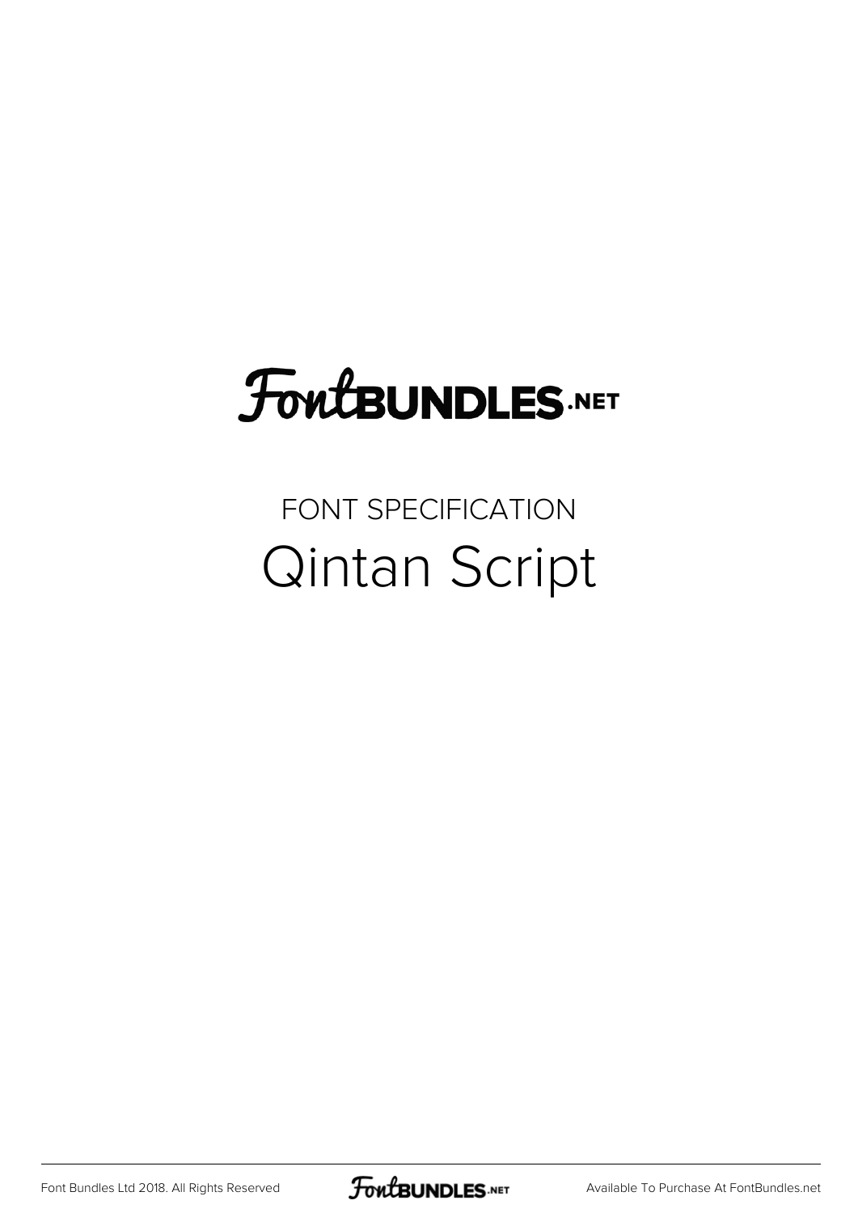# FontBUNDLES.NET

FONT SPECIFICATION

## Qintan Script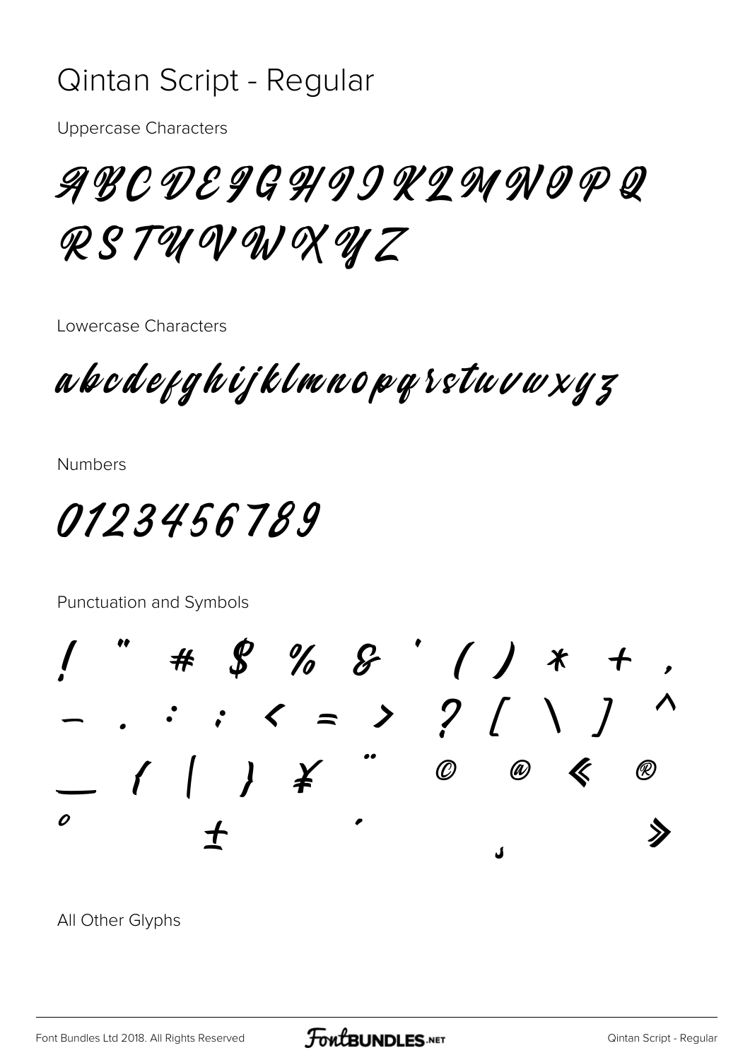# Qintan Script - Regular

Uppercase Characters

A B C D E F G H I J K L M N O P Q
R S T U V W X Y Z

Lowercase Characters

a b c d e f g h i j k l m n o p q r s t u v w x y z

Numbers

0 1 2 3 4 5 6 7 8 9

Punctuation and Symbols

! " # $ % & ' ( ) * + ,
- . : ; < = > ? [ \ ] ^
_ { | } ¥ ¨ © @ « ®
° ± ´ ¸ »

All Other Glyphs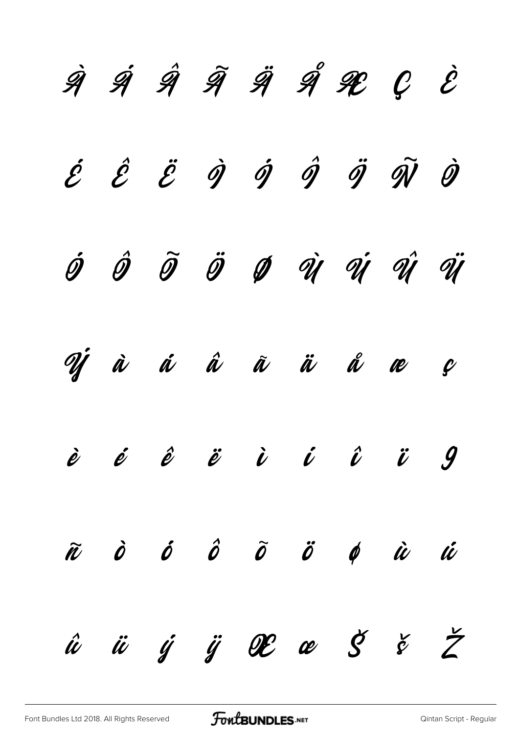À Á Â Ã Ä Å Æ Ç È

É Ê Ë Ì Í Î Ï Ñ Ò

Ó Ô Õ Ö Ø Ù Ú Û Ü

Ý à á â ã ä å æ ç

è é ê ë ì í î ï ğ

ñ ò ó ô õ ö ø ù ú

û ü ý ÿ Œ œ Š š Ž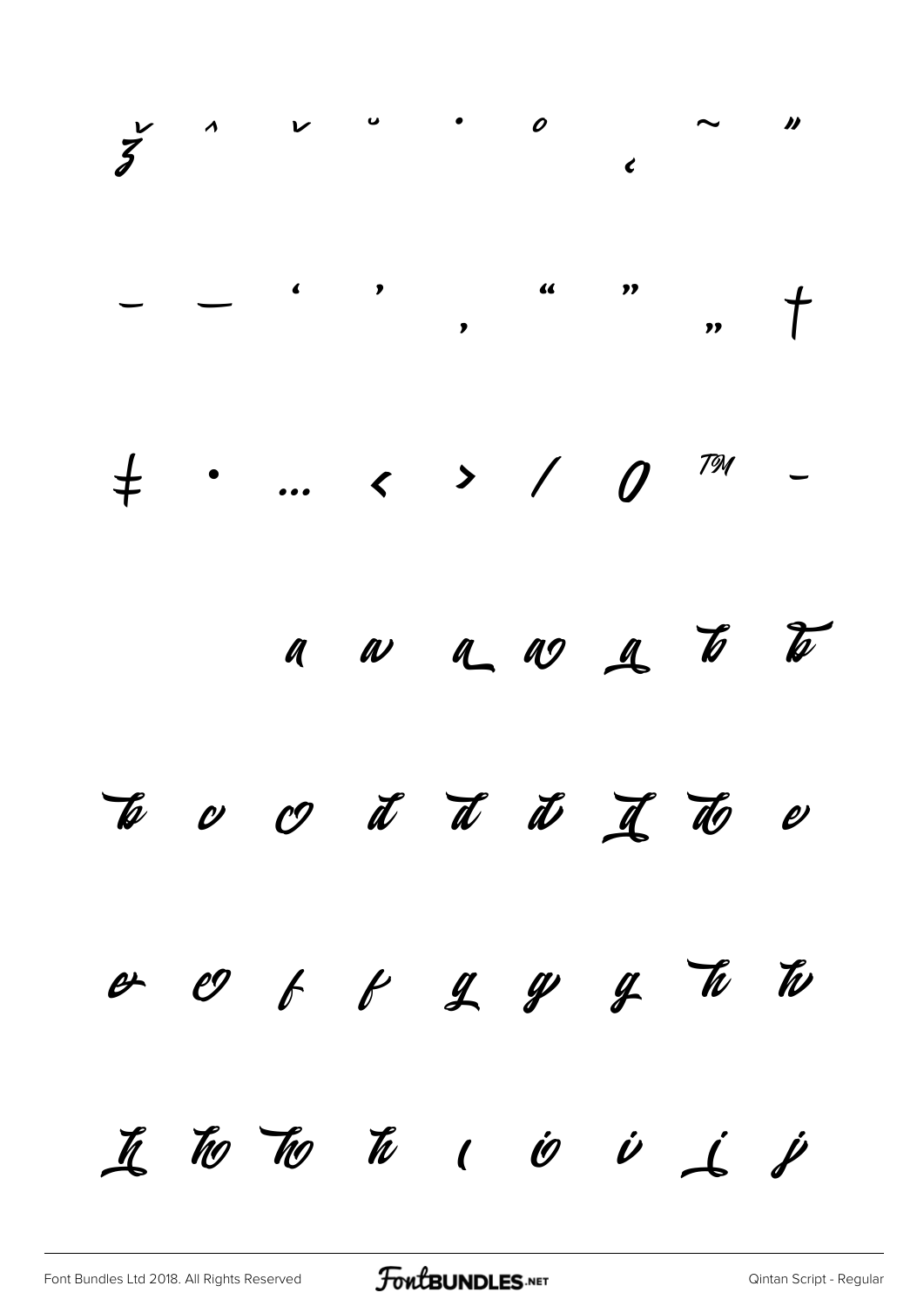ž ˆ ˇ ˘ ˙ ˚ ¸ ˜ ˝

– — ‘ ’ ‚ “ ” „ †

‡ • … ‹ › ⁄ 0 ™ -

a a a a a b b

b c c d d d d d e

e e f f g g g h h

h h h h ı i i i j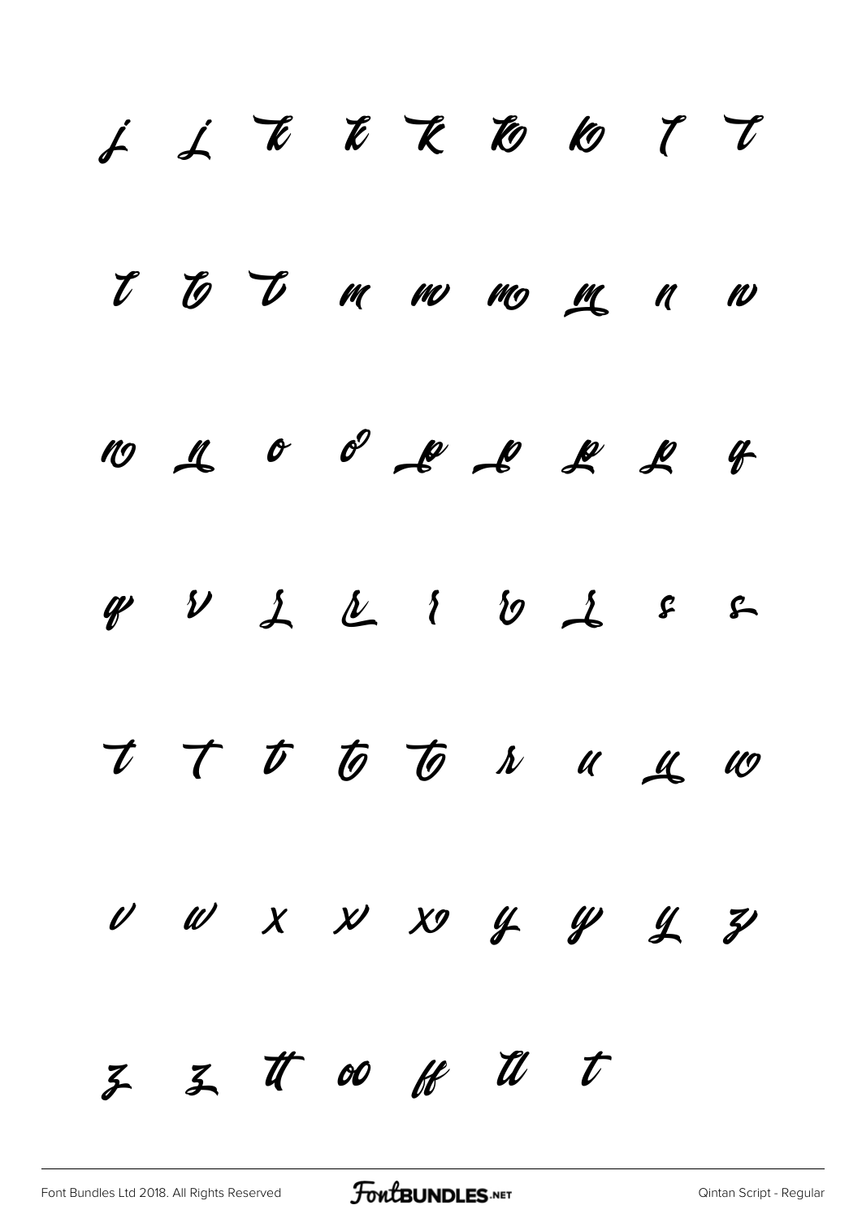j j k k k ko ko l l

l lo l m m mo m n n

no n o o p p p p q

q r s s s s s s s

t t t to to t u u uo

v w x x xo y y y z

z z tt oo ff ll t